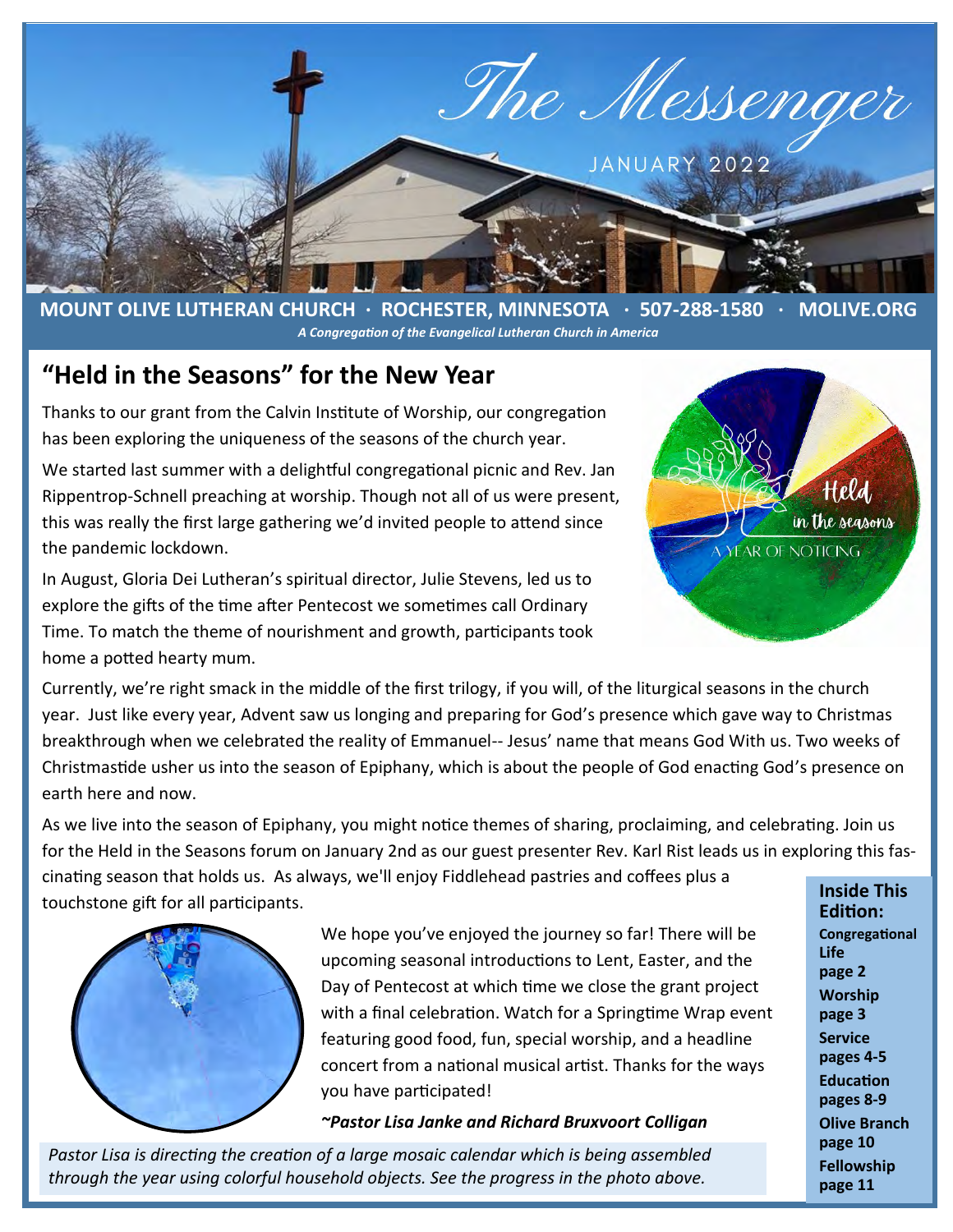# The Messenger

JANUARY 2022

**MOUNT OLIVE LUTHERAN CHURCH · ROCHESTER, MINNESOTA · 507-288-1580 · MOLIVE.ORG**

*A Congregation of the Evangelical Lutheran Church in America*

## "Held in the Seasons" for the New Year

Thanks to our grant from the Calvin Institute of Worship, our congregation has been exploring the uniqueness of the seasons of the church year.

We started last summer with a delightful congregational picnic and Rev. Jan Rippentrop-Schnell preaching at worship. Though not all of us were present, this was really the first large gathering we'd invited people to attend since the pandemic lockdown.

In August, Gloria Dei Lutheran's spiritual director, Julie Stevens, led us to explore the gifts of the time after Pentecost we sometimes call Ordinary Time. To match the theme of nourishment and growth, participants took home a potted hearty mum.

Currently, we're right smack in the middle of the first trilogy, if you will, of the liturgical seasons in the church year. Just like every year, Advent saw us longing and preparing for God's presence which gave way to Christmas breakthrough when we celebrated the reality of Emmanuel-- Jesus' name that means God With us. Two weeks of Christmastide usher us into the season of Epiphany, which is about the people of God enacting God's presence on earth here and now.

As we live into the season of Epiphany, you might notice themes of sharing, proclaiming, and celebrating. Join us for the Held in the Seasons forum on January 2nd as our guest presenter Rev. Karl Rist leads us in exploring this fascinating season that holds us. As always, we'll enjoy Fiddlehead pastries and coffees plus a touchstone gift for all participants.

We hope you've enjoyed the journey so far! There will be upcoming seasonal introductions to Lent, Easter, and the Day of Pentecost at which time we close the grant project with a final celebration. Watch for a Springtime Wrap event featuring good food, fun, special worship, and a headline concert from a national musical artist. Thanks for the ways you have participated!

***~Pastor Lisa Janke and Richard Bruxvoort Colligan***

*Pastor Lisa is directing the creation of a large mosaic calendar which is being assembled through the year using colorful household objects. See the progress in the photo above.*

**Inside This Edition:**

- **Congregational Life** page 2
- **Worship** page 3
- **Service** pages 4-5
- **Education** pages 8-9
- **Olive Branch** page 10
- **Fellowship** page 11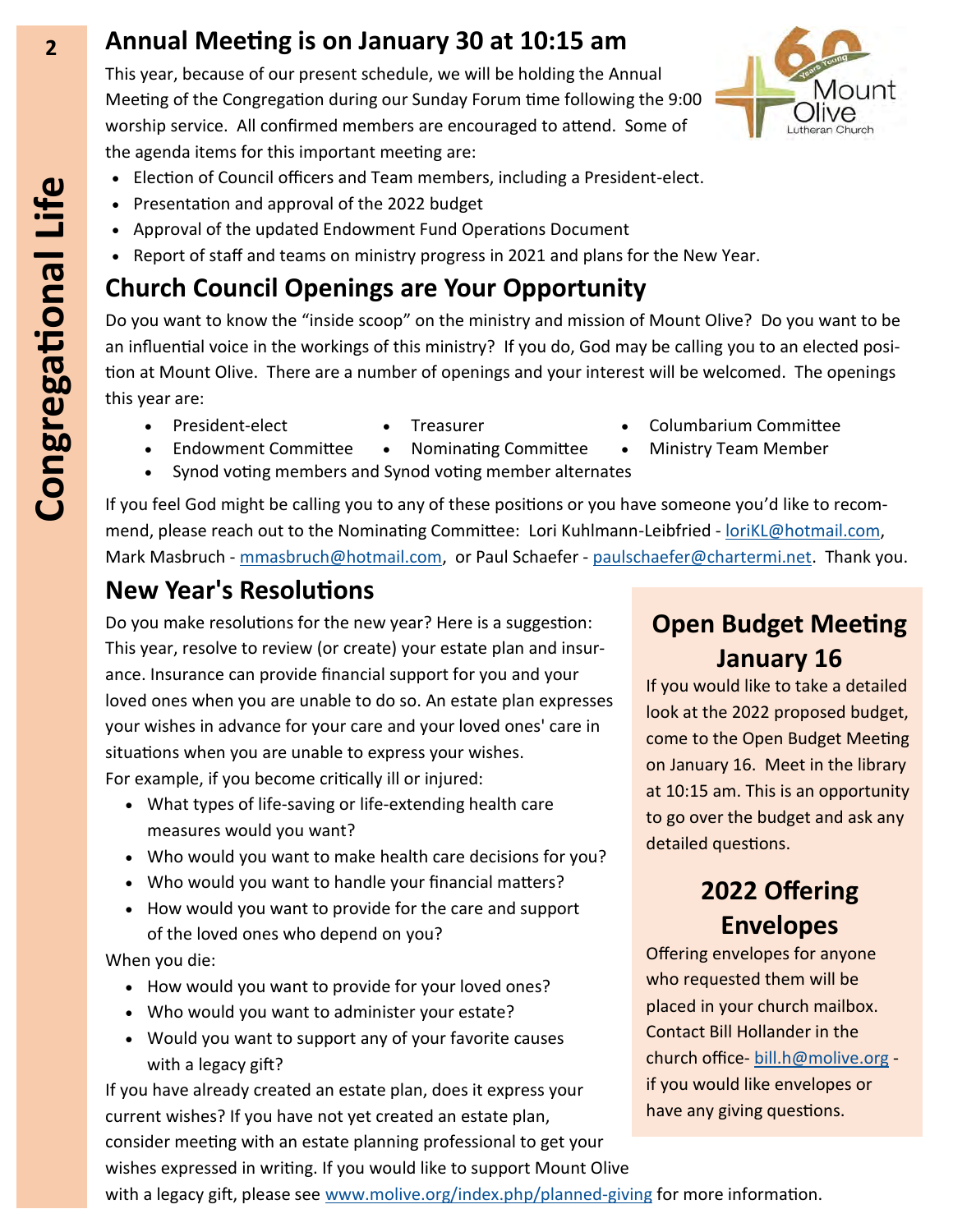## Annual Meeting is on January 30 at 10:15 am

This year, because of our present schedule, we will be holding the Annual Meeting of the Congregation during our Sunday Forum time following the 9:00 worship service. All confirmed members are encouraged to attend. Some of the agenda items for this important meeting are:

- Election of Council officers and Team members, including a President-elect.
- Presentation and approval of the 2022 budget
- Approval of the updated Endowment Fund Operations Document
- Report of staff and teams on ministry progress in 2021 and plans for the New Year.

## Church Council Openings are Your Opportunity

Do you want to know the "inside scoop" on the ministry and mission of Mount Olive? Do you want to be an influential voice in the workings of this ministry? If you do, God may be calling you to an elected position at Mount Olive. There are a number of openings and your interest will be welcomed. The openings this year are:

- President-elect
- Treasurer
- Columbarium Committee
- Endowment Committee
- Nominating Committee
- Ministry Team Member
- Synod voting members and Synod voting member alternates

If you feel God might be calling you to any of these positions or you have someone you'd like to recommend, please reach out to the Nominating Committee: Lori Kuhlmann-Leibfried - loriKL@hotmail.com, Mark Masbruch - mmasbruch@hotmail.com, or Paul Schaefer - paulschaefer@chartermi.net. Thank you.

## New Year's Resolutions

Do you make resolutions for the new year? Here is a suggestion: This year, resolve to review (or create) your estate plan and insurance. Insurance can provide financial support for you and your loved ones when you are unable to do so. An estate plan expresses your wishes in advance for your care and your loved ones' care in situations when you are unable to express your wishes.
For example, if you become critically ill or injured:

- What types of life-saving or life-extending health care measures would you want?
- Who would you want to make health care decisions for you?
- Who would you want to handle your financial matters?
- How would you want to provide for the care and support of the loved ones who depend on you?

When you die:

- How would you want to provide for your loved ones?
- Who would you want to administer your estate?
- Would you want to support any of your favorite causes with a legacy gift?

If you have already created an estate plan, does it express your current wishes? If you have not yet created an estate plan, consider meeting with an estate planning professional to get your wishes expressed in writing. If you would like to support Mount Olive with a legacy gift, please see www.molive.org/index.php/planned-giving for more information.

## Open Budget Meeting January 16

If you would like to take a detailed look at the 2022 proposed budget, come to the Open Budget Meeting on January 16. Meet in the library at 10:15 am. This is an opportunity to go over the budget and ask any detailed questions.

## 2022 Offering Envelopes

Offering envelopes for anyone who requested them will be placed in your church mailbox. Contact Bill Hollander in the church office- bill.h@molive.org - if you would like envelopes or have any giving questions.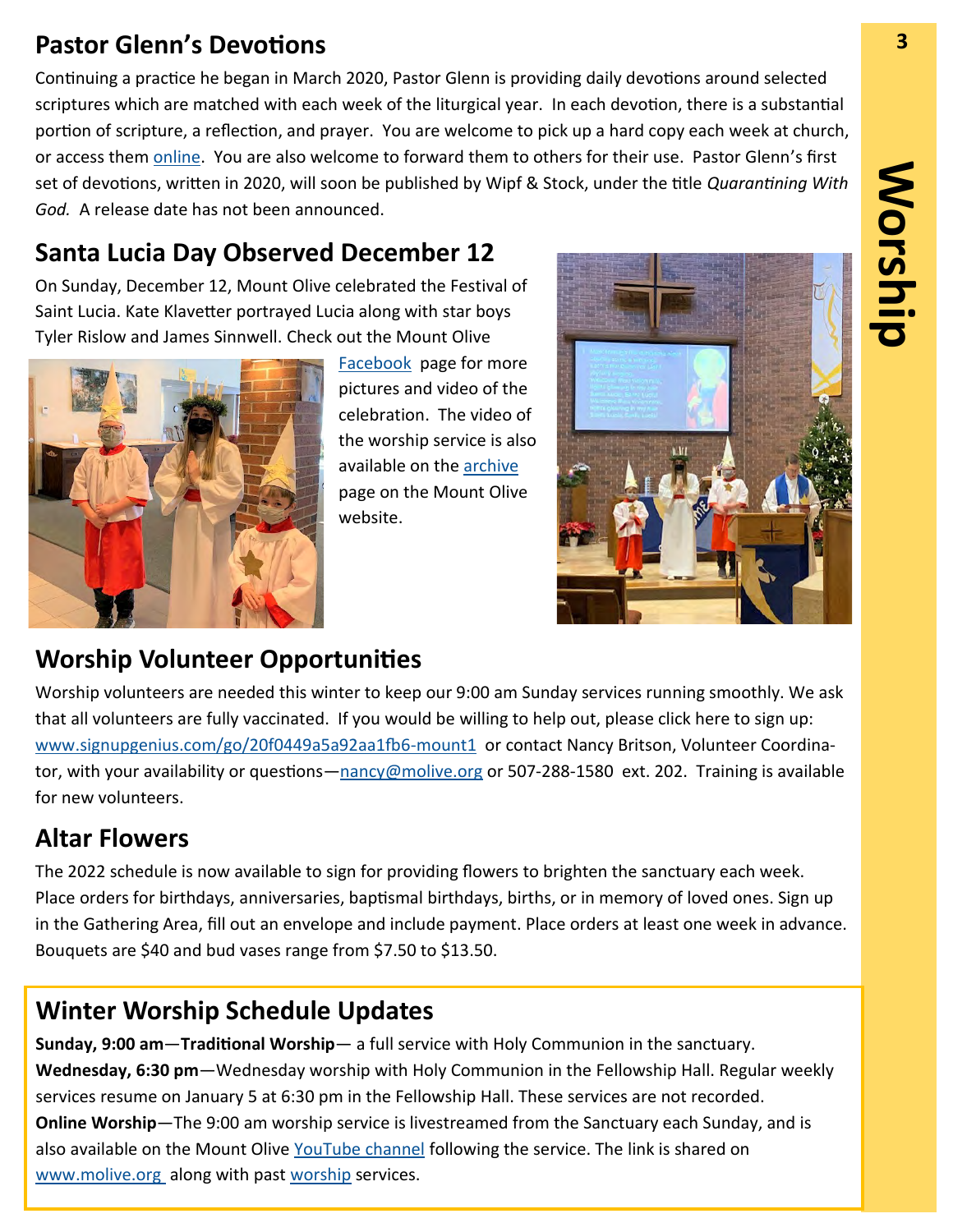## Pastor Glenn's Devotions

Continuing a practice he began in March 2020, Pastor Glenn is providing daily devotions around selected scriptures which are matched with each week of the liturgical year. In each devotion, there is a substantial portion of scripture, a reflection, and prayer. You are welcome to pick up a hard copy each week at church, or access them online. You are also welcome to forward them to others for their use. Pastor Glenn's first set of devotions, written in 2020, will soon be published by Wipf & Stock, under the title *Quarantining With God.* A release date has not been announced.

## Santa Lucia Day Observed December 12

On Sunday, December 12, Mount Olive celebrated the Festival of Saint Lucia. Kate Klavetter portrayed Lucia along with star boys Tyler Rislow and James Sinnwell. Check out the Mount Olive Facebook page for more pictures and video of the celebration. The video of the worship service is also available on the archive page on the Mount Olive website.

## Worship Volunteer Opportunities

Worship volunteers are needed this winter to keep our 9:00 am Sunday services running smoothly. We ask that all volunteers are fully vaccinated. If you would be willing to help out, please click here to sign up: www.signupgenius.com/go/20f0449a5a92aa1fb6-mount1 or contact Nancy Britson, Volunteer Coordinator, with your availability or questions—nancy@molive.org or 507-288-1580 ext. 202. Training is available for new volunteers.

## Altar Flowers

The 2022 schedule is now available to sign for providing flowers to brighten the sanctuary each week. Place orders for birthdays, anniversaries, baptismal birthdays, births, or in memory of loved ones. Sign up in the Gathering Area, fill out an envelope and include payment. Place orders at least one week in advance. Bouquets are $40 and bud vases range from $7.50 to $13.50.

## Winter Worship Schedule Updates

**Sunday, 9:00 am**—**Traditional Worship**— a full service with Holy Communion in the sanctuary.

**Wednesday, 6:30 pm**—Wednesday worship with Holy Communion in the Fellowship Hall. Regular weekly services resume on January 5 at 6:30 pm in the Fellowship Hall. These services are not recorded.

**Online Worship**—The 9:00 am worship service is livestreamed from the Sanctuary each Sunday, and is also available on the Mount Olive YouTube channel following the service. The link is shared on www.molive.org along with past worship services.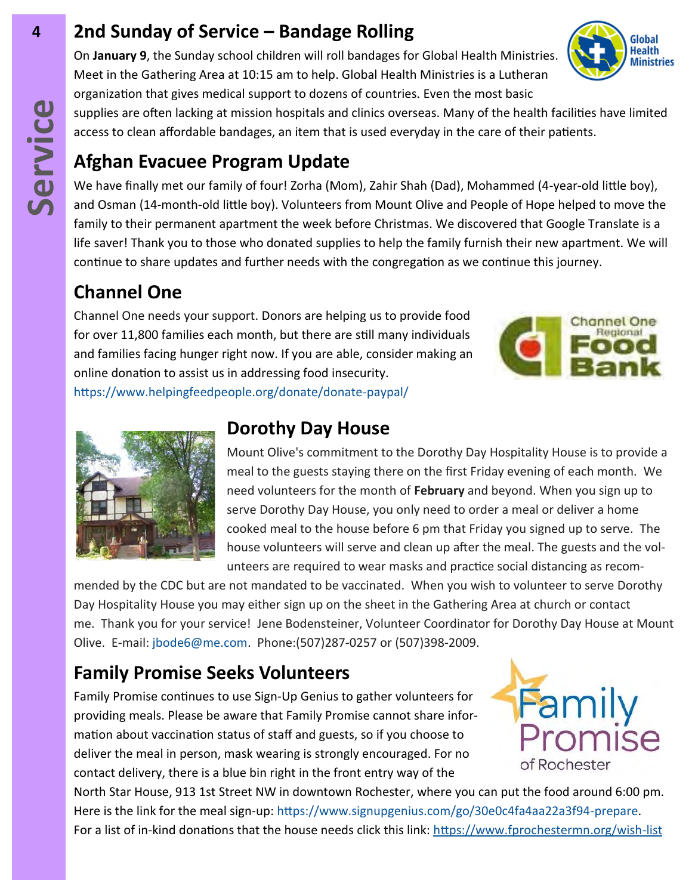## 2nd Sunday of Service – Bandage Rolling

On **January 9**, the Sunday school children will roll bandages for Global Health Ministries. Meet in the Gathering Area at 10:15 am to help. Global Health Ministries is a Lutheran organization that gives medical support to dozens of countries. Even the most basic supplies are often lacking at mission hospitals and clinics overseas. Many of the health facilities have limited access to clean affordable bandages, an item that is used everyday in the care of their patients.

## Afghan Evacuee Program Update

We have finally met our family of four! Zorha (Mom), Zahir Shah (Dad), Mohammed (4-year-old little boy), and Osman (14-month-old little boy). Volunteers from Mount Olive and People of Hope helped to move the family to their permanent apartment the week before Christmas. We discovered that Google Translate is a life saver! Thank you to those who donated supplies to help the family furnish their new apartment. We will continue to share updates and further needs with the congregation as we continue this journey.

## Channel One

Channel One needs your support. Donors are helping us to provide food for over 11,800 families each month, but there are still many individuals and families facing hunger right now. If you are able, consider making an online donation to assist us in addressing food insecurity.
https://www.helpingfeedpeople.org/donate/donate-paypal/

## Dorothy Day House

Mount Olive's commitment to the Dorothy Day Hospitality House is to provide a meal to the guests staying there on the first Friday evening of each month. We need volunteers for the month of **February** and beyond. When you sign up to serve Dorothy Day House, you only need to order a meal or deliver a home cooked meal to the house before 6 pm that Friday you signed up to serve. The house volunteers will serve and clean up after the meal. The guests and the volunteers are required to wear masks and practice social distancing as recommended by the CDC but are not mandated to be vaccinated. When you wish to volunteer to serve Dorothy Day Hospitality House you may either sign up on the sheet in the Gathering Area at church or contact me. Thank you for your service! Jene Bodensteiner, Volunteer Coordinator for Dorothy Day House at Mount Olive. E-mail: jbode6@me.com. Phone:(507)287-0257 or (507)398-2009.

## Family Promise Seeks Volunteers

Family Promise continues to use Sign-Up Genius to gather volunteers for providing meals. Please be aware that Family Promise cannot share information about vaccination status of staff and guests, so if you choose to deliver the meal in person, mask wearing is strongly encouraged. For no contact delivery, there is a blue bin right in the front entry way of the North Star House, 913 1st Street NW in downtown Rochester, where you can put the food around 6:00 pm. Here is the link for the meal sign-up: https://www.signupgenius.com/go/30e0c4fa4aa22a3f94-prepare.
For a list of in-kind donations that the house needs click this link: https://www.fprochestermn.org/wish-list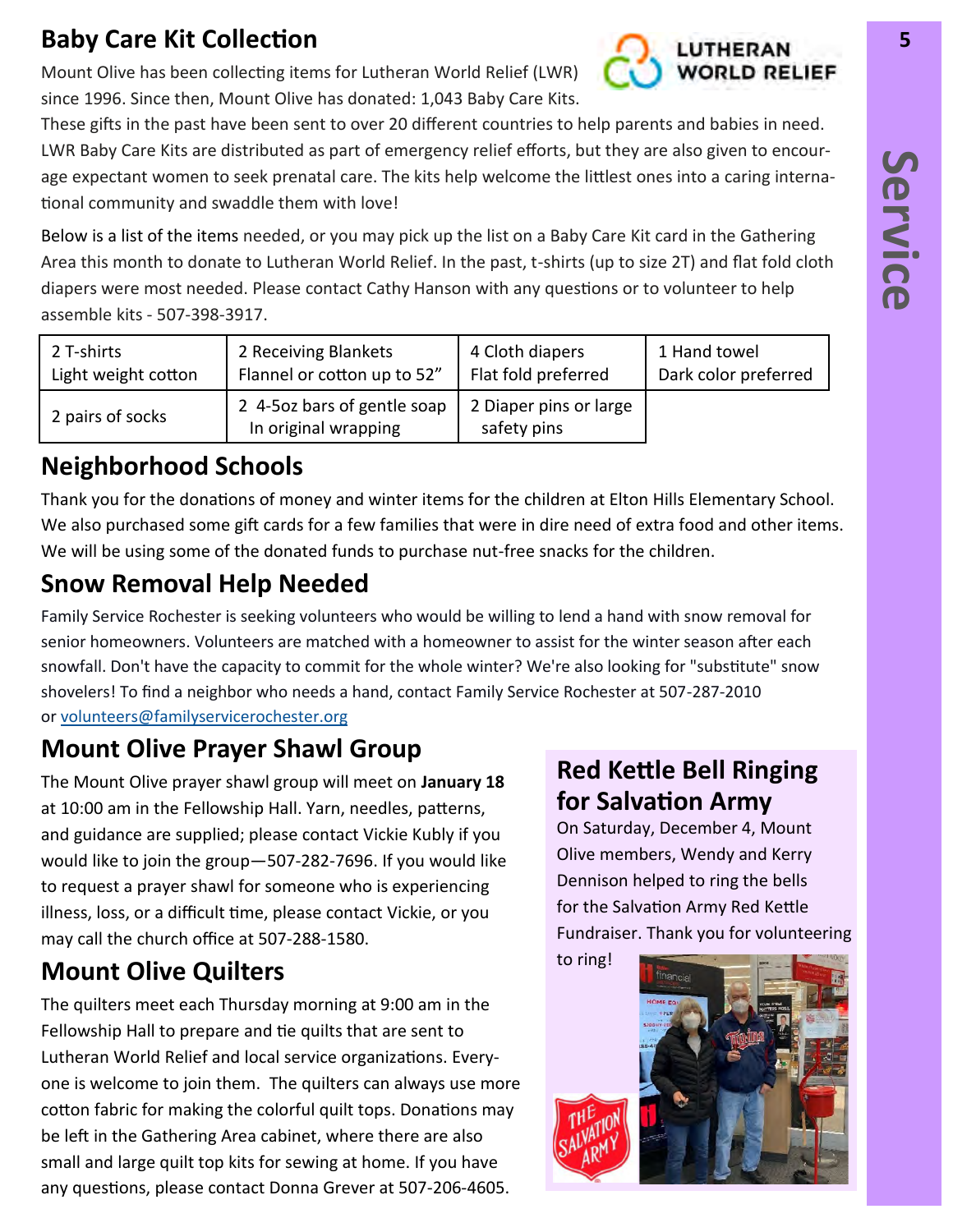## Baby Care Kit Collection

Mount Olive has been collecting items for Lutheran World Relief (LWR) since 1996. Since then, Mount Olive has donated: 1,043 Baby Care Kits. These gifts in the past have been sent to over 20 different countries to help parents and babies in need. LWR Baby Care Kits are distributed as part of emergency relief efforts, but they are also given to encourage expectant women to seek prenatal care. The kits help welcome the littlest ones into a caring international community and swaddle them with love!

Below is a list of the items needed, or you may pick up the list on a Baby Care Kit card in the Gathering Area this month to donate to Lutheran World Relief. In the past, t-shirts (up to size 2T) and flat fold cloth diapers were most needed. Please contact Cathy Hanson with any questions or to volunteer to help assemble kits - 507-398-3917.

| 2 T-shirts Light weight cotton | 2 Receiving Blankets Flannel or cotton up to 52" | 4 Cloth diapers Flat fold preferred | 1 Hand towel Dark color preferred |
|---|---|---|---|
| 2 pairs of socks | 2 4-5oz bars of gentle soap In original wrapping | 2 Diaper pins or large safety pins | |

## Neighborhood Schools

Thank you for the donations of money and winter items for the children at Elton Hills Elementary School. We also purchased some gift cards for a few families that were in dire need of extra food and other items. We will be using some of the donated funds to purchase nut-free snacks for the children.

## Snow Removal Help Needed

Family Service Rochester is seeking volunteers who would be willing to lend a hand with snow removal for senior homeowners. Volunteers are matched with a homeowner to assist for the winter season after each snowfall. Don't have the capacity to commit for the whole winter? We're also looking for "substitute" snow shovelers! To find a neighbor who needs a hand, contact Family Service Rochester at 507-287-2010 or volunteers@familyservicerochester.org

## Mount Olive Prayer Shawl Group

The Mount Olive prayer shawl group will meet on **January 18** at 10:00 am in the Fellowship Hall. Yarn, needles, patterns, and guidance are supplied; please contact Vickie Kubly if you would like to join the group—507-282-7696. If you would like to request a prayer shawl for someone who is experiencing illness, loss, or a difficult time, please contact Vickie, or you may call the church office at 507-288-1580.

## Mount Olive Quilters

The quilters meet each Thursday morning at 9:00 am in the Fellowship Hall to prepare and tie quilts that are sent to Lutheran World Relief and local service organizations. Everyone is welcome to join them. The quilters can always use more cotton fabric for making the colorful quilt tops. Donations may be left in the Gathering Area cabinet, where there are also small and large quilt top kits for sewing at home. If you have any questions, please contact Donna Grever at 507-206-4605.

## Red Kettle Bell Ringing for Salvation Army

On Saturday, December 4, Mount Olive members, Wendy and Kerry Dennison helped to ring the bells for the Salvation Army Red Kettle Fundraiser. Thank you for volunteering to ring!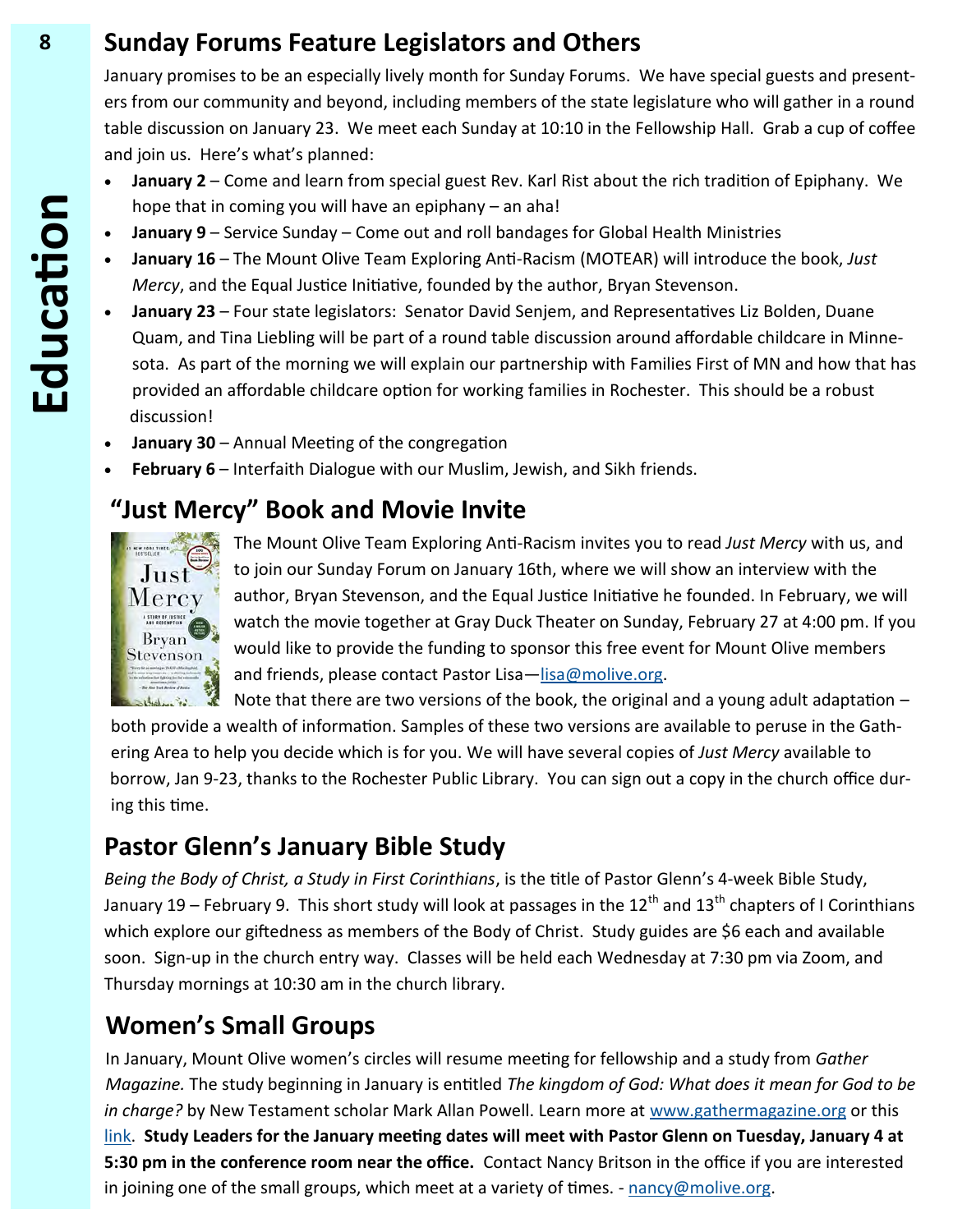## Sunday Forums Feature Legislators and Others

January promises to be an especially lively month for Sunday Forums. We have special guests and presenters from our community and beyond, including members of the state legislature who will gather in a round table discussion on January 23. We meet each Sunday at 10:10 in the Fellowship Hall. Grab a cup of coffee and join us. Here's what's planned:

- **January 2** – Come and learn from special guest Rev. Karl Rist about the rich tradition of Epiphany. We hope that in coming you will have an epiphany – an aha!
- **January 9** – Service Sunday – Come out and roll bandages for Global Health Ministries
- **January 16** – The Mount Olive Team Exploring Anti-Racism (MOTEAR) will introduce the book, *Just Mercy*, and the Equal Justice Initiative, founded by the author, Bryan Stevenson.
- **January 23** – Four state legislators: Senator David Senjem, and Representatives Liz Bolden, Duane Quam, and Tina Liebling will be part of a round table discussion around affordable childcare in Minnesota. As part of the morning we will explain our partnership with Families First of MN and how that has provided an affordable childcare option for working families in Rochester. This should be a robust discussion!
- **January 30** – Annual Meeting of the congregation
- **February 6** – Interfaith Dialogue with our Muslim, Jewish, and Sikh friends.

## "Just Mercy" Book and Movie Invite

The Mount Olive Team Exploring Anti-Racism invites you to read *Just Mercy* with us, and to join our Sunday Forum on January 16th, where we will show an interview with the author, Bryan Stevenson, and the Equal Justice Initiative he founded. In February, we will watch the movie together at Gray Duck Theater on Sunday, February 27 at 4:00 pm. If you would like to provide the funding to sponsor this free event for Mount Olive members and friends, please contact Pastor Lisa—lisa@molive.org.

Note that there are two versions of the book, the original and a young adult adaptation – both provide a wealth of information. Samples of these two versions are available to peruse in the Gathering Area to help you decide which is for you. We will have several copies of *Just Mercy* available to borrow, Jan 9-23, thanks to the Rochester Public Library. You can sign out a copy in the church office during this time.

## Pastor Glenn's January Bible Study

*Being the Body of Christ, a Study in First Corinthians*, is the title of Pastor Glenn's 4-week Bible Study, January 19 – February 9. This short study will look at passages in the 12th and 13th chapters of I Corinthians which explore our giftedness as members of the Body of Christ. Study guides are $6 each and available soon. Sign-up in the church entry way. Classes will be held each Wednesday at 7:30 pm via Zoom, and Thursday mornings at 10:30 am in the church library.

## Women's Small Groups

In January, Mount Olive women's circles will resume meeting for fellowship and a study from *Gather Magazine.* The study beginning in January is entitled *The kingdom of God: What does it mean for God to be in charge?* by New Testament scholar Mark Allan Powell. Learn more at www.gathermagazine.org or this link. **Study Leaders for the January meeting dates will meet with Pastor Glenn on Tuesday, January 4 at 5:30 pm in the conference room near the office.** Contact Nancy Britson in the office if you are interested in joining one of the small groups, which meet at a variety of times. - nancy@molive.org.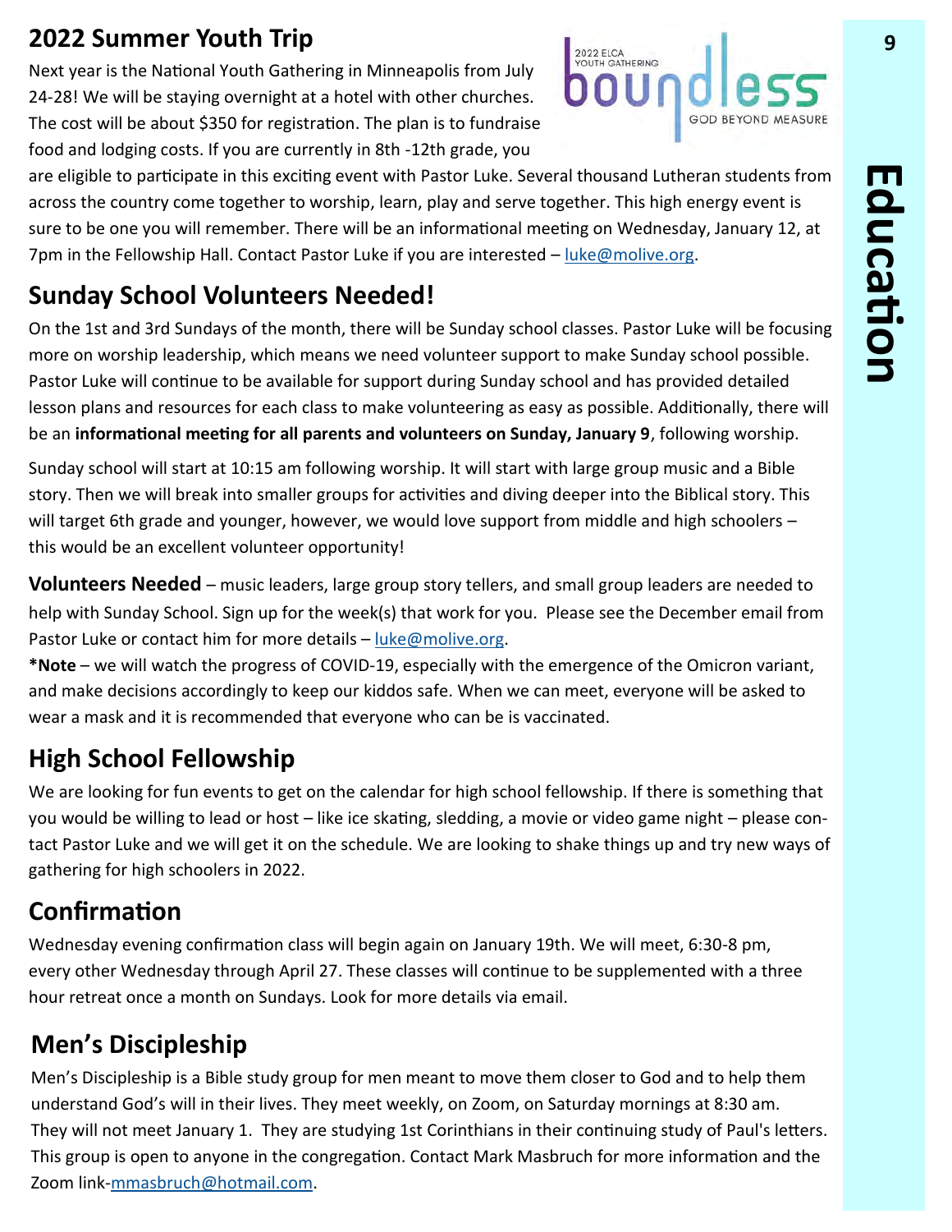## 2022 Summer Youth Trip

Next year is the National Youth Gathering in Minneapolis from July 24-28! We will be staying overnight at a hotel with other churches. The cost will be about $350 for registration. The plan is to fundraise food and lodging costs. If you are currently in 8th -12th grade, you are eligible to participate in this exciting event with Pastor Luke. Several thousand Lutheran students from across the country come together to worship, learn, play and serve together. This high energy event is sure to be one you will remember. There will be an informational meeting on Wednesday, January 12, at 7pm in the Fellowship Hall. Contact Pastor Luke if you are interested – luke@molive.org.

2022 ELCA YOUTH GATHERING boundless GOD BEYOND MEASURE

# Education

## Sunday School Volunteers Needed!

On the 1st and 3rd Sundays of the month, there will be Sunday school classes. Pastor Luke will be focusing more on worship leadership, which means we need volunteer support to make Sunday school possible. Pastor Luke will continue to be available for support during Sunday school and has provided detailed lesson plans and resources for each class to make volunteering as easy as possible. Additionally, there will be an **informational meeting for all parents and volunteers on Sunday, January 9**, following worship.

Sunday school will start at 10:15 am following worship. It will start with large group music and a Bible story. Then we will break into smaller groups for activities and diving deeper into the Biblical story. This will target 6th grade and younger, however, we would love support from middle and high schoolers – this would be an excellent volunteer opportunity!

**Volunteers Needed** – music leaders, large group story tellers, and small group leaders are needed to help with Sunday School. Sign up for the week(s) that work for you. Please see the December email from Pastor Luke or contact him for more details – luke@molive.org.

***Note** – we will watch the progress of COVID-19, especially with the emergence of the Omicron variant, and make decisions accordingly to keep our kiddos safe. When we can meet, everyone will be asked to wear a mask and it is recommended that everyone who can be is vaccinated.

## High School Fellowship

We are looking for fun events to get on the calendar for high school fellowship. If there is something that you would be willing to lead or host – like ice skating, sledding, a movie or video game night – please contact Pastor Luke and we will get it on the schedule. We are looking to shake things up and try new ways of gathering for high schoolers in 2022.

## Confirmation

Wednesday evening confirmation class will begin again on January 19th. We will meet, 6:30-8 pm, every other Wednesday through April 27. These classes will continue to be supplemented with a three hour retreat once a month on Sundays. Look for more details via email.

## Men's Discipleship

Men's Discipleship is a Bible study group for men meant to move them closer to God and to help them understand God's will in their lives. They meet weekly, on Zoom, on Saturday mornings at 8:30 am. They will not meet January 1. They are studying 1st Corinthians in their continuing study of Paul's letters. This group is open to anyone in the congregation. Contact Mark Masbruch for more information and the Zoom link-mmasbruch@hotmail.com.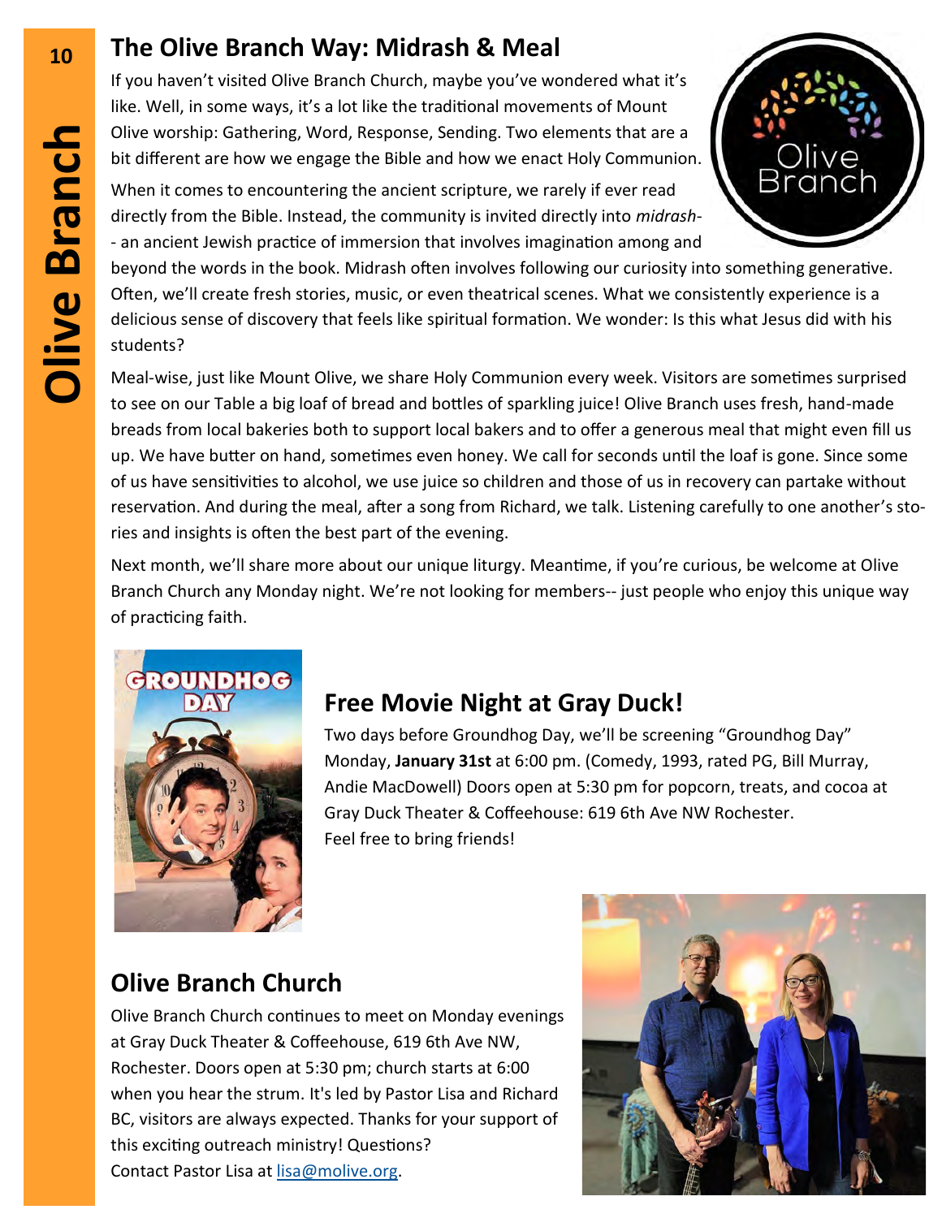## The Olive Branch Way: Midrash & Meal

If you haven't visited Olive Branch Church, maybe you've wondered what it's like. Well, in some ways, it's a lot like the traditional movements of Mount Olive worship: Gathering, Word, Response, Sending. Two elements that are a bit different are how we engage the Bible and how we enact Holy Communion.

When it comes to encountering the ancient scripture, we rarely if ever read directly from the Bible. Instead, the community is invited directly into *midrash*-- an ancient Jewish practice of immersion that involves imagination among and beyond the words in the book. Midrash often involves following our curiosity into something generative. Often, we'll create fresh stories, music, or even theatrical scenes. What we consistently experience is a delicious sense of discovery that feels like spiritual formation. We wonder: Is this what Jesus did with his students?

Meal-wise, just like Mount Olive, we share Holy Communion every week. Visitors are sometimes surprised to see on our Table a big loaf of bread and bottles of sparkling juice! Olive Branch uses fresh, hand-made breads from local bakeries both to support local bakers and to offer a generous meal that might even fill us up. We have butter on hand, sometimes even honey. We call for seconds until the loaf is gone. Since some of us have sensitivities to alcohol, we use juice so children and those of us in recovery can partake without reservation. And during the meal, after a song from Richard, we talk. Listening carefully to one another's stories and insights is often the best part of the evening.

Next month, we'll share more about our unique liturgy. Meantime, if you're curious, be welcome at Olive Branch Church any Monday night. We're not looking for members-- just people who enjoy this unique way of practicing faith.

## Free Movie Night at Gray Duck!

Two days before Groundhog Day, we'll be screening "Groundhog Day" Monday, **January 31st** at 6:00 pm. (Comedy, 1993, rated PG, Bill Murray, Andie MacDowell) Doors open at 5:30 pm for popcorn, treats, and cocoa at Gray Duck Theater & Coffeehouse: 619 6th Ave NW Rochester.
Feel free to bring friends!

## Olive Branch Church

Olive Branch Church continues to meet on Monday evenings at Gray Duck Theater & Coffeehouse, 619 6th Ave NW, Rochester. Doors open at 5:30 pm; church starts at 6:00 when you hear the strum. It's led by Pastor Lisa and Richard BC, visitors are always expected. Thanks for your support of this exciting outreach ministry! Questions?
Contact Pastor Lisa at lisa@molive.org.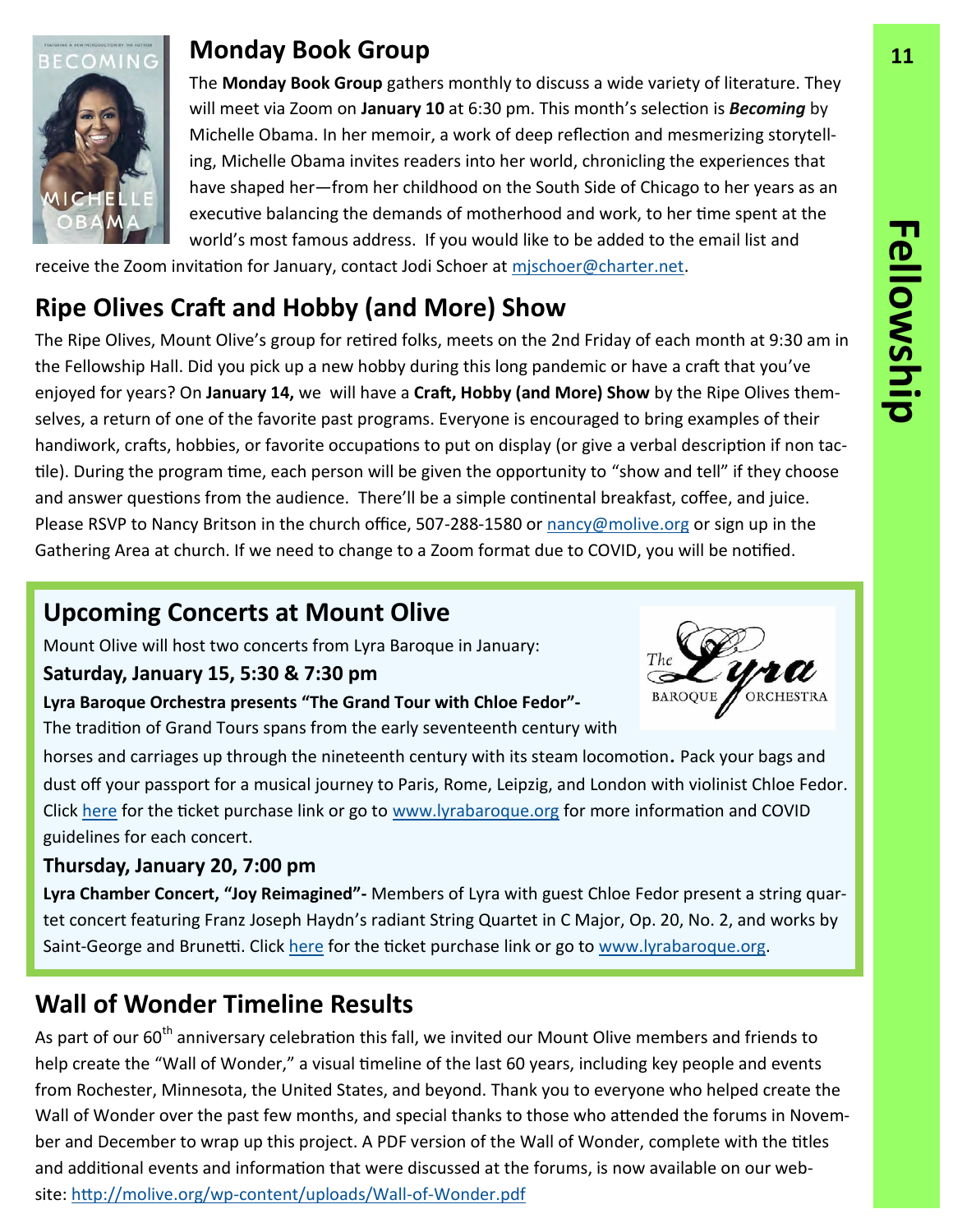## Monday Book Group

The **Monday Book Group** gathers monthly to discuss a wide variety of literature. They will meet via Zoom on **January 10** at 6:30 pm. This month's selection is ***Becoming*** by Michelle Obama. In her memoir, a work of deep reflection and mesmerizing storytelling, Michelle Obama invites readers into her world, chronicling the experiences that have shaped her—from her childhood on the South Side of Chicago to her years as an executive balancing the demands of motherhood and work, to her time spent at the world's most famous address. If you would like to be added to the email list and receive the Zoom invitation for January, contact Jodi Schoer at mjschoer@charter.net.

## Ripe Olives Craft and Hobby (and More) Show

The Ripe Olives, Mount Olive's group for retired folks, meets on the 2nd Friday of each month at 9:30 am in the Fellowship Hall. Did you pick up a new hobby during this long pandemic or have a craft that you've enjoyed for years? On **January 14,** we will have a **Craft, Hobby (and More) Show** by the Ripe Olives themselves, a return of one of the favorite past programs. Everyone is encouraged to bring examples of their handiwork, crafts, hobbies, or favorite occupations to put on display (or give a verbal description if non tactile). During the program time, each person will be given the opportunity to "show and tell" if they choose and answer questions from the audience. There'll be a simple continental breakfast, coffee, and juice. Please RSVP to Nancy Britson in the church office, 507-288-1580 or nancy@molive.org or sign up in the Gathering Area at church. If we need to change to a Zoom format due to COVID, you will be notified.

## Upcoming Concerts at Mount Olive

Mount Olive will host two concerts from Lyra Baroque in January:

**Saturday, January 15, 5:30 & 7:30 pm**

**Lyra Baroque Orchestra presents "The Grand Tour with Chloe Fedor"-** The tradition of Grand Tours spans from the early seventeenth century with horses and carriages up through the nineteenth century with its steam locomotion. Pack your bags and dust off your passport for a musical journey to Paris, Rome, Leipzig, and London with violinist Chloe Fedor. Click here for the ticket purchase link or go to www.lyrabaroque.org for more information and COVID guidelines for each concert.

**Thursday, January 20, 7:00 pm**

**Lyra Chamber Concert, "Joy Reimagined"-** Members of Lyra with guest Chloe Fedor present a string quartet concert featuring Franz Joseph Haydn's radiant String Quartet in C Major, Op. 20, No. 2, and works by Saint-George and Brunetti. Click here for the ticket purchase link or go to www.lyrabaroque.org.

## Wall of Wonder Timeline Results

As part of our 60th anniversary celebration this fall, we invited our Mount Olive members and friends to help create the "Wall of Wonder," a visual timeline of the last 60 years, including key people and events from Rochester, Minnesota, the United States, and beyond. Thank you to everyone who helped create the Wall of Wonder over the past few months, and special thanks to those who attended the forums in November and December to wrap up this project. A PDF version of the Wall of Wonder, complete with the titles and additional events and information that were discussed at the forums, is now available on our website: http://molive.org/wp-content/uploads/Wall-of-Wonder.pdf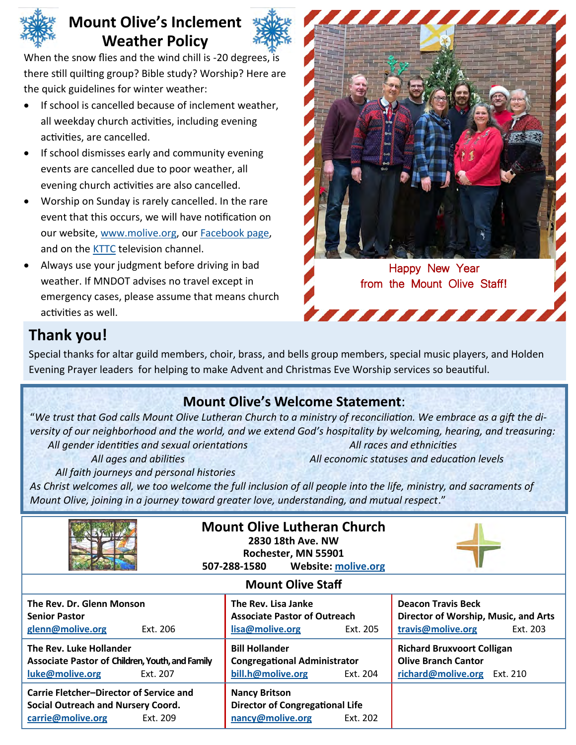## Mount Olive's Inclement Weather Policy

When the snow flies and the wind chill is -20 degrees, is there still quilting group? Bible study? Worship? Here are the quick guidelines for winter weather:

- If school is cancelled because of inclement weather, all weekday church activities, including evening activities, are cancelled.
- If school dismisses early and community evening events are cancelled due to poor weather, all evening church activities are also cancelled.
- Worship on Sunday is rarely cancelled. In the rare event that this occurs, we will have notification on our website, www.molive.org, our Facebook page, and on the KTTC television channel.
- Always use your judgment before driving in bad weather. If MNDOT advises no travel except in emergency cases, please assume that means church activities as well.

Happy New Year from the Mount Olive Staff!

## Thank you!

Special thanks for altar guild members, choir, brass, and bells group members, special music players, and Holden Evening Prayer leaders for helping to make Advent and Christmas Eve Worship services so beautiful.

## Mount Olive's Welcome Statement:

"*We trust that God calls Mount Olive Lutheran Church to a ministry of reconciliation. We embrace as a gift the diversity of our neighborhood and the world, and we extend God's hospitality by welcoming, hearing, and treasuring:*

*All gender identities and sexual orientations*
*All races and ethnicities*
*All ages and abilities*
*All economic statuses and education levels*
*All faith journeys and personal histories*

*As Christ welcomes all, we too welcome the full inclusion of all people into the life, ministry, and sacraments of Mount Olive, joining in a journey toward greater love, understanding, and mutual respect*."

**Mount Olive Lutheran Church**
**2830 18th Ave. NW**
**Rochester, MN 55901**
**507-288-1580 Website: molive.org**

### Mount Olive Staff

| | | |
|---|---|---|
| **The Rev. Dr. Glenn Monson**<br>**Senior Pastor**<br>**glenn@molive.org** Ext. 206 | **The Rev. Lisa Janke**<br>**Associate Pastor of Outreach**<br>**lisa@molive.org** Ext. 205 | **Deacon Travis Beck**<br>**Director of Worship, Music, and Arts**<br>**travis@molive.org** Ext. 203 |
| **The Rev. Luke Hollander**<br>**Associate Pastor of Children, Youth, and Family**<br>**luke@molive.org** Ext. 207 | **Bill Hollander**<br>**Congregational Administrator**<br>**bill.h@molive.org** Ext. 204 | **Richard Bruxvoort Colligan**<br>**Olive Branch Cantor**<br>**richard@molive.org** Ext. 210 |
| **Carrie Fletcher–Director of Service and Social Outreach and Nursery Coord.**<br>**carrie@molive.org** Ext. 209 | **Nancy Britson**<br>**Director of Congregational Life**<br>**nancy@molive.org** Ext. 202 | |